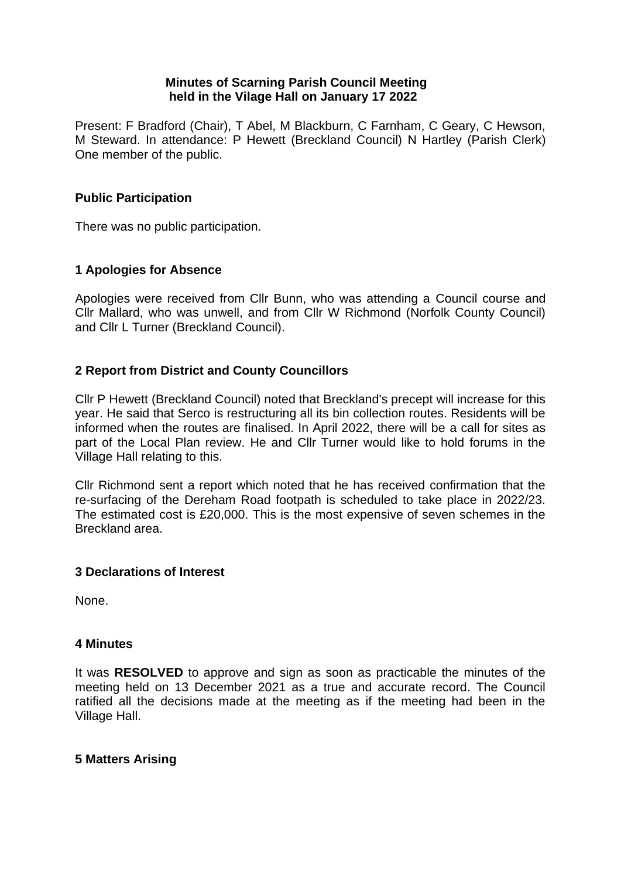**Minutes of Scarning Parish Council Meeting held in the Vilage Hall on January 17 2022**

Present: F Bradford (Chair), T Abel, M Blackburn, C Farnham, C Geary, C Hewson, M Steward. In attendance: P Hewett (Breckland Council) N Hartley (Parish Clerk) One member of the public.

## Public Participation

There was no public participation.

## 1 Apologies for Absence

Apologies were received from Cllr Bunn, who was attending a Council course and Cllr Mallard, who was unwell, and from Cllr W Richmond (Norfolk County Council) and Cllr L Turner (Breckland Council).

## 2 Report from District and County Councillors

Cllr P Hewett (Breckland Council) noted that Breckland's precept will increase for this year. He said that Serco is restructuring all its bin collection routes. Residents will be informed when the routes are finalised. In April 2022, there will be a call for sites as part of the Local Plan review. He and Cllr Turner would like to hold forums in the Village Hall relating to this.

Cllr Richmond sent a report which noted that he has received confirmation that the re-surfacing of the Dereham Road footpath is scheduled to take place in 2022/23. The estimated cost is £20,000. This is the most expensive of seven schemes in the Breckland area.

## 3 Declarations of Interest

None.

## 4 Minutes

It was **RESOLVED** to approve and sign as soon as practicable the minutes of the meeting held on 13 December 2021 as a true and accurate record. The Council ratified all the decisions made at the meeting as if the meeting had been in the Village Hall.

## 5 Matters Arising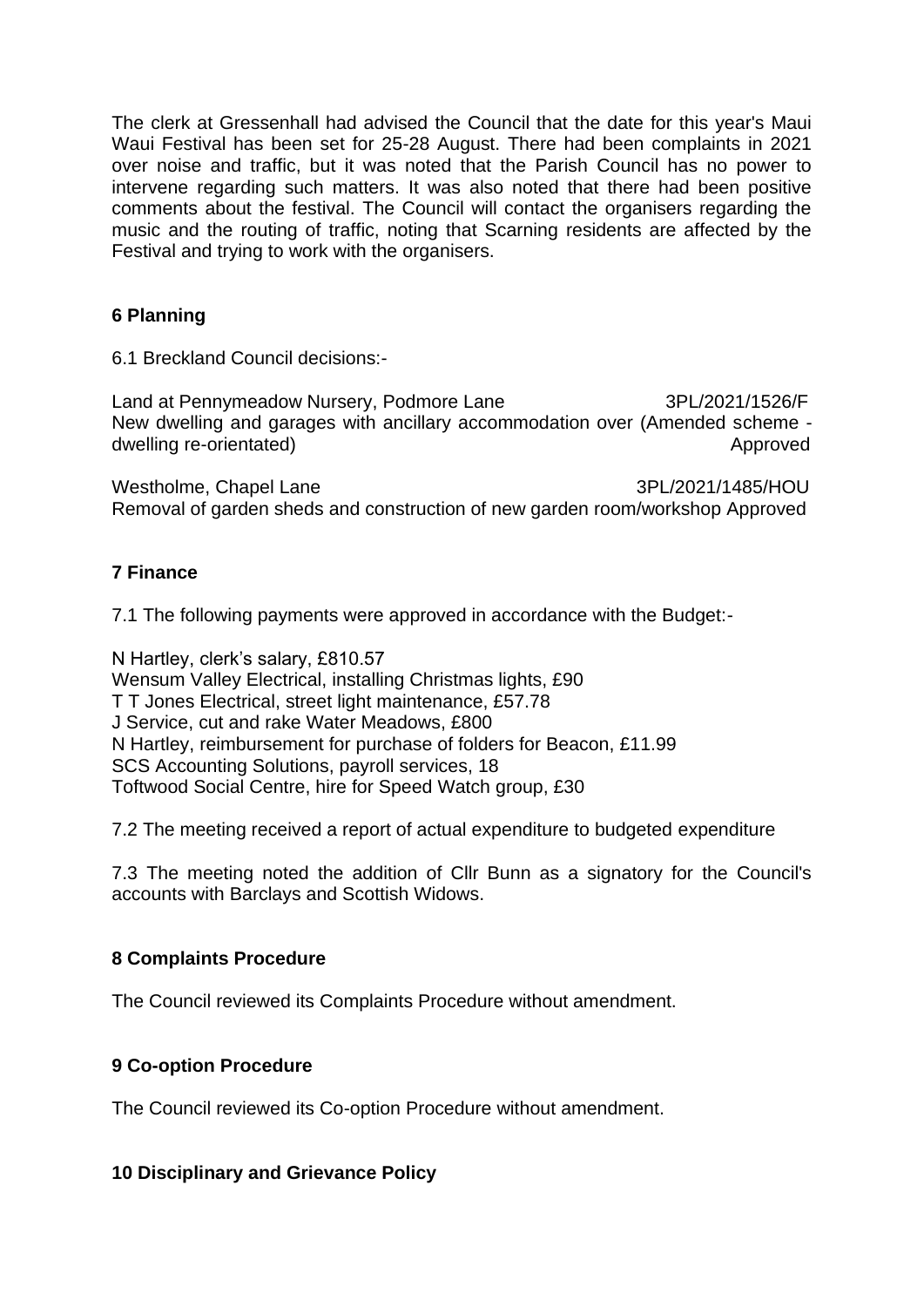The clerk at Gressenhall had advised the Council that the date for this year's Maui Waui Festival has been set for 25-28 August. There had been complaints in 2021 over noise and traffic, but it was noted that the Parish Council has no power to intervene regarding such matters. It was also noted that there had been positive comments about the festival. The Council will contact the organisers regarding the music and the routing of traffic, noting that Scarning residents are affected by the Festival and trying to work with the organisers.

## 6 Planning

6.1 Breckland Council decisions:-

Land at Pennymeadow Nursery, Podmore Lane 3PL/2021/1526/F
New dwelling and garages with ancillary accommodation over (Amended scheme - dwelling re-orientated) Approved

Westholme, Chapel Lane 3PL/2021/1485/HOU
Removal of garden sheds and construction of new garden room/workshop Approved

## 7 Finance

7.1 The following payments were approved in accordance with the Budget:-

N Hartley, clerk's salary, £810.57
Wensum Valley Electrical, installing Christmas lights, £90
T T Jones Electrical, street light maintenance, £57.78
J Service, cut and rake Water Meadows, £800
N Hartley, reimbursement for purchase of folders for Beacon, £11.99
SCS Accounting Solutions, payroll services, 18
Toftwood Social Centre, hire for Speed Watch group, £30

7.2 The meeting received a report of actual expenditure to budgeted expenditure

7.3 The meeting noted the addition of Cllr Bunn as a signatory for the Council's accounts with Barclays and Scottish Widows.

## 8 Complaints Procedure

The Council reviewed its Complaints Procedure without amendment.

## 9 Co-option Procedure

The Council reviewed its Co-option Procedure without amendment.

## 10 Disciplinary and Grievance Policy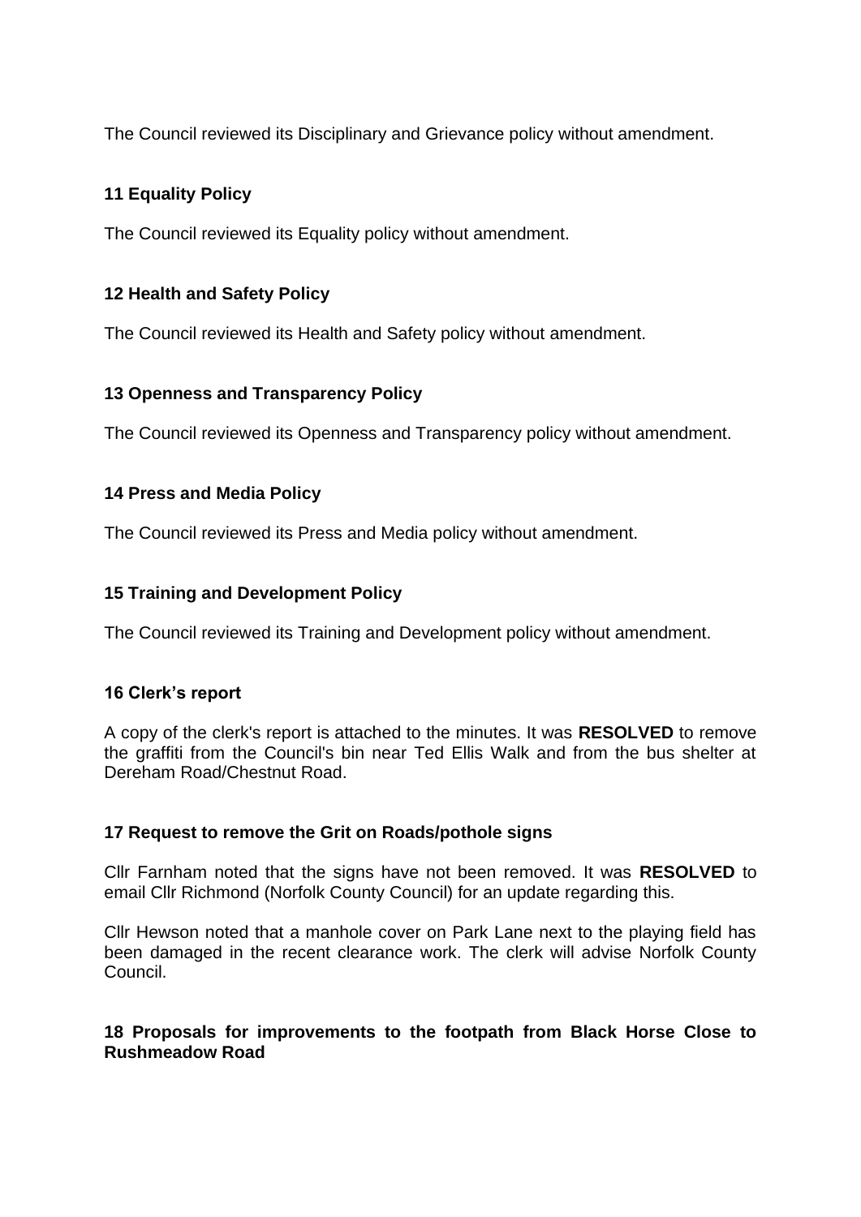The Council reviewed its Disciplinary and Grievance policy without amendment.

**11 Equality Policy**

The Council reviewed its Equality policy without amendment.

**12 Health and Safety Policy**

The Council reviewed its Health and Safety policy without amendment.

**13 Openness and Transparency Policy**

The Council reviewed its Openness and Transparency policy without amendment.

**14 Press and Media Policy**

The Council reviewed its Press and Media policy without amendment.

**15 Training and Development Policy**

The Council reviewed its Training and Development policy without amendment.

**16 Clerk's report**

A copy of the clerk's report is attached to the minutes. It was **RESOLVED** to remove the graffiti from the Council's bin near Ted Ellis Walk and from the bus shelter at Dereham Road/Chestnut Road.

**17 Request to remove the Grit on Roads/pothole signs**

Cllr Farnham noted that the signs have not been removed. It was **RESOLVED** to email Cllr Richmond (Norfolk County Council) for an update regarding this.

Cllr Hewson noted that a manhole cover on Park Lane next to the playing field has been damaged in the recent clearance work. The clerk will advise Norfolk County Council.

**18 Proposals for improvements to the footpath from Black Horse Close to Rushmeadow Road**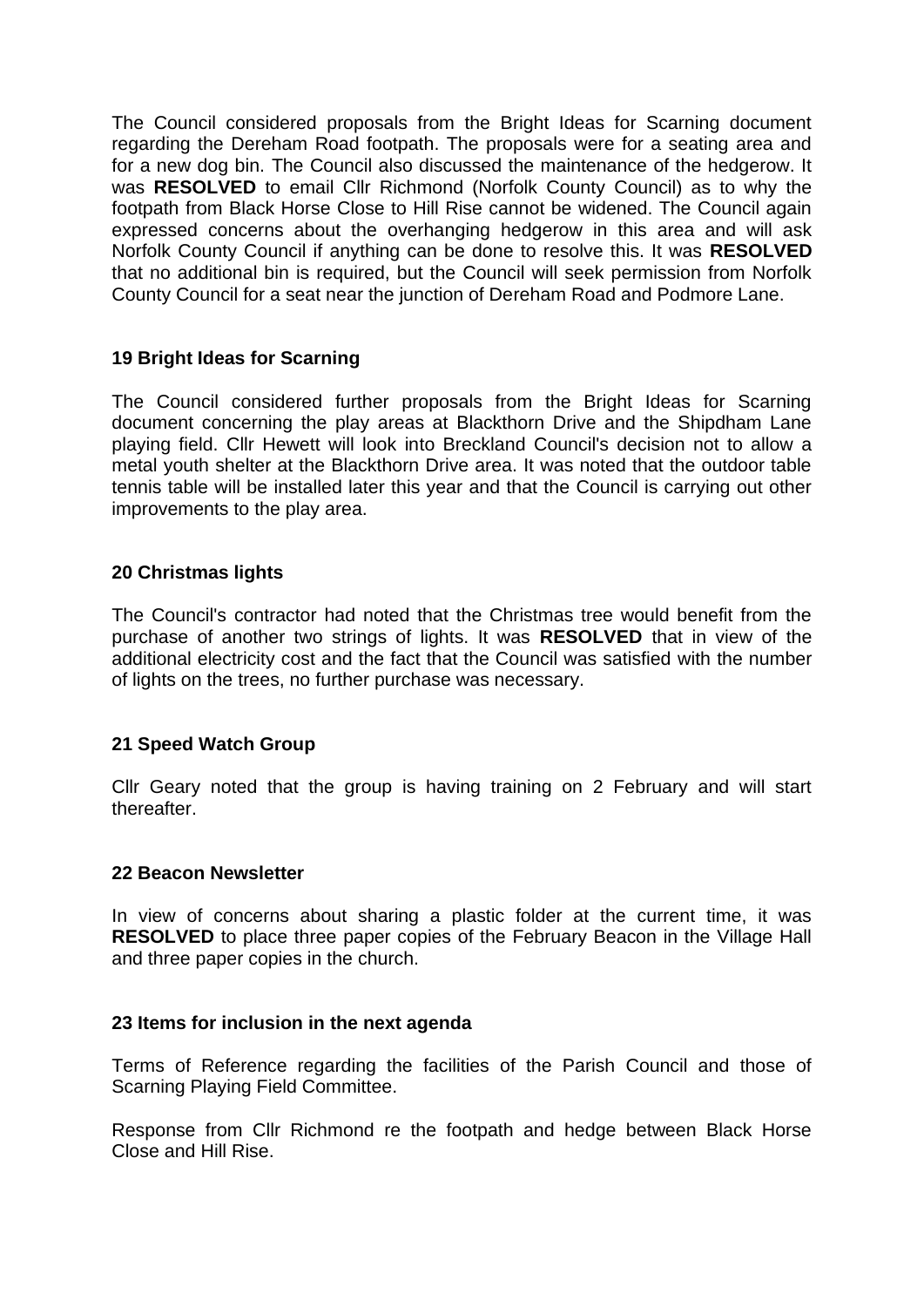The Council considered proposals from the Bright Ideas for Scarning document regarding the Dereham Road footpath. The proposals were for a seating area and for a new dog bin. The Council also discussed the maintenance of the hedgerow. It was **RESOLVED** to email Cllr Richmond (Norfolk County Council) as to why the footpath from Black Horse Close to Hill Rise cannot be widened. The Council again expressed concerns about the overhanging hedgerow in this area and will ask Norfolk County Council if anything can be done to resolve this. It was **RESOLVED** that no additional bin is required, but the Council will seek permission from Norfolk County Council for a seat near the junction of Dereham Road and Podmore Lane.

**19 Bright Ideas for Scarning**

The Council considered further proposals from the Bright Ideas for Scarning document concerning the play areas at Blackthorn Drive and the Shipdham Lane playing field. Cllr Hewett will look into Breckland Council's decision not to allow a metal youth shelter at the Blackthorn Drive area. It was noted that the outdoor table tennis table will be installed later this year and that the Council is carrying out other improvements to the play area.

**20 Christmas lights**

The Council's contractor had noted that the Christmas tree would benefit from the purchase of another two strings of lights. It was **RESOLVED** that in view of the additional electricity cost and the fact that the Council was satisfied with the number of lights on the trees, no further purchase was necessary.

**21 Speed Watch Group**

Cllr Geary noted that the group is having training on 2 February and will start thereafter.

**22 Beacon Newsletter**

In view of concerns about sharing a plastic folder at the current time, it was **RESOLVED** to place three paper copies of the February Beacon in the Village Hall and three paper copies in the church.

**23 Items for inclusion in the next agenda**

Terms of Reference regarding the facilities of the Parish Council and those of Scarning Playing Field Committee.

Response from Cllr Richmond re the footpath and hedge between Black Horse Close and Hill Rise.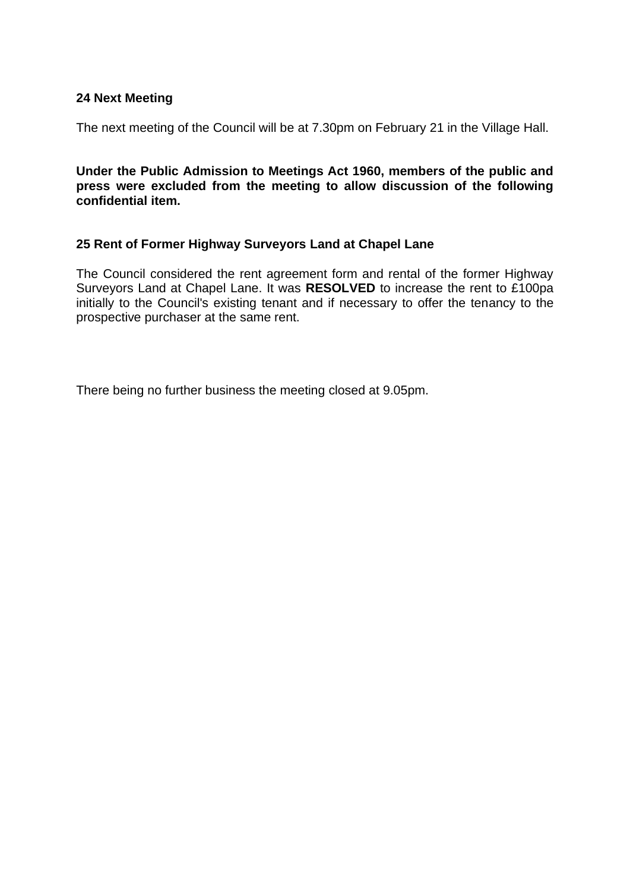**24 Next Meeting**

The next meeting of the Council will be at 7.30pm on February 21 in the Village Hall.

**Under the Public Admission to Meetings Act 1960, members of the public and press were excluded from the meeting to allow discussion of the following confidential item.**

**25 Rent of Former Highway Surveyors Land at Chapel Lane**

The Council considered the rent agreement form and rental of the former Highway Surveyors Land at Chapel Lane. It was **RESOLVED** to increase the rent to £100pa initially to the Council's existing tenant and if necessary to offer the tenancy to the prospective purchaser at the same rent.

There being no further business the meeting closed at 9.05pm.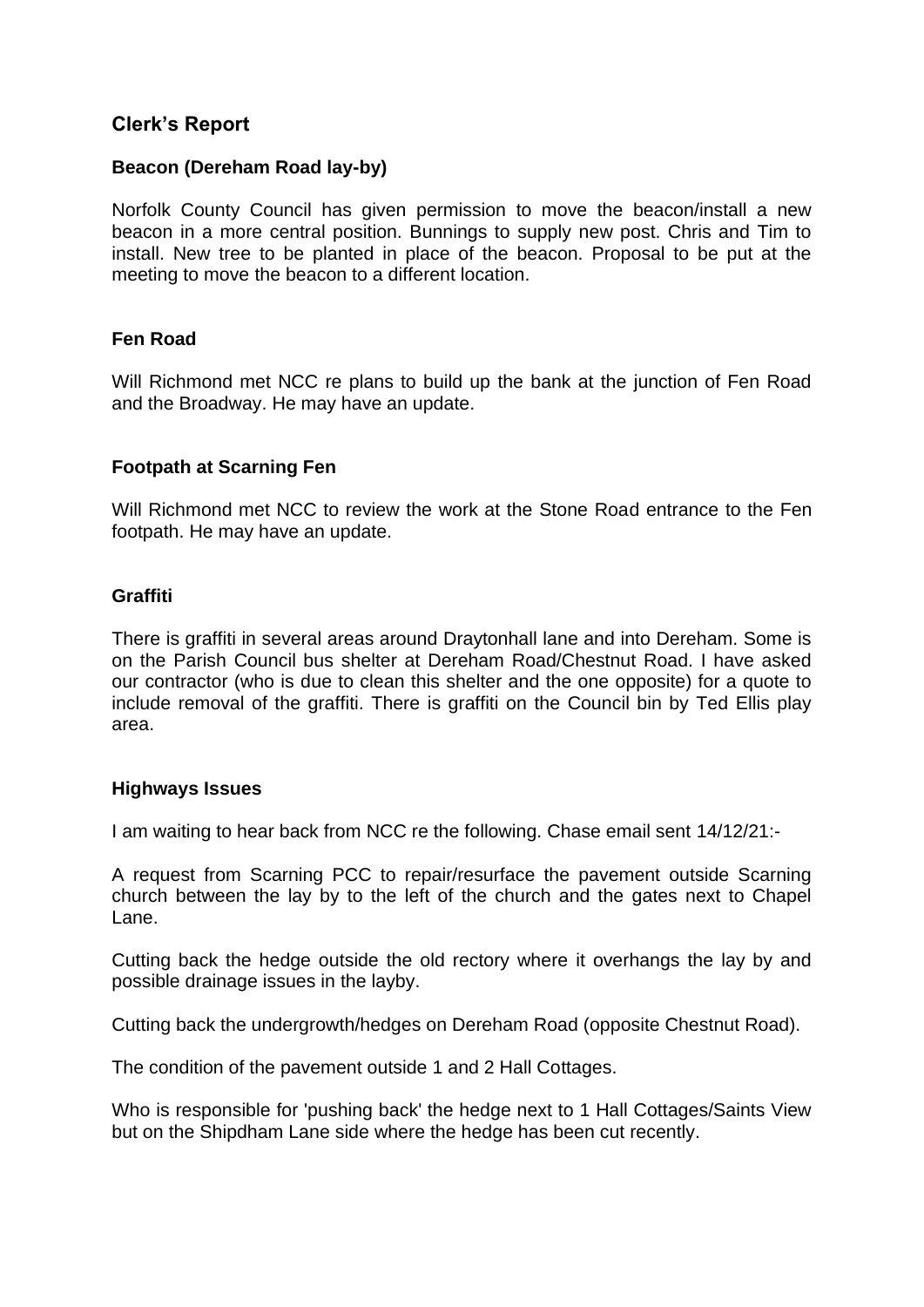## Clerk's Report

### Beacon (Dereham Road lay-by)

Norfolk County Council has given permission to move the beacon/install a new beacon in a more central position. Bunnings to supply new post. Chris and Tim to install. New tree to be planted in place of the beacon. Proposal to be put at the meeting to move the beacon to a different location.

### Fen Road

Will Richmond met NCC re plans to build up the bank at the junction of Fen Road and the Broadway. He may have an update.

### Footpath at Scarning Fen

Will Richmond met NCC to review the work at the Stone Road entrance to the Fen footpath. He may have an update.

### Graffiti

There is graffiti in several areas around Draytonhall lane and into Dereham. Some is on the Parish Council bus shelter at Dereham Road/Chestnut Road. I have asked our contractor (who is due to clean this shelter and the one opposite) for a quote to include removal of the graffiti. There is graffiti on the Council bin by Ted Ellis play area.

### Highways Issues

I am waiting to hear back from NCC re the following. Chase email sent 14/12/21:-

A request from Scarning PCC to repair/resurface the pavement outside Scarning church between the lay by to the left of the church and the gates next to Chapel Lane.

Cutting back the hedge outside the old rectory where it overhangs the lay by and possible drainage issues in the layby.

Cutting back the undergrowth/hedges on Dereham Road (opposite Chestnut Road).

The condition of the pavement outside 1 and 2 Hall Cottages.

Who is responsible for 'pushing back' the hedge next to 1 Hall Cottages/Saints View but on the Shipdham Lane side where the hedge has been cut recently.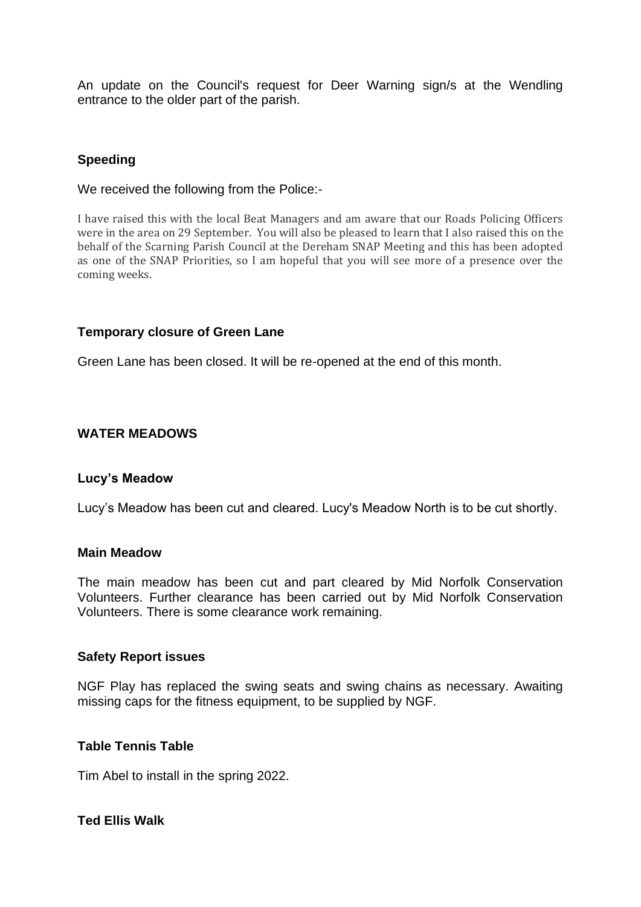An update on the Council's request for Deer Warning sign/s at the Wendling entrance to the older part of the parish.

### Speeding

We received the following from the Police:-

I have raised this with the local Beat Managers and am aware that our Roads Policing Officers were in the area on 29 September. You will also be pleased to learn that I also raised this on the behalf of the Scarning Parish Council at the Dereham SNAP Meeting and this has been adopted as one of the SNAP Priorities, so I am hopeful that you will see more of a presence over the coming weeks.

### Temporary closure of Green Lane

Green Lane has been closed. It will be re-opened at the end of this month.

## WATER MEADOWS

### Lucy's Meadow

Lucy's Meadow has been cut and cleared. Lucy's Meadow North is to be cut shortly.

### Main Meadow

The main meadow has been cut and part cleared by Mid Norfolk Conservation Volunteers. Further clearance has been carried out by Mid Norfolk Conservation Volunteers. There is some clearance work remaining.

### Safety Report issues

NGF Play has replaced the swing seats and swing chains as necessary. Awaiting missing caps for the fitness equipment, to be supplied by NGF.

### Table Tennis Table

Tim Abel to install in the spring 2022.

### Ted Ellis Walk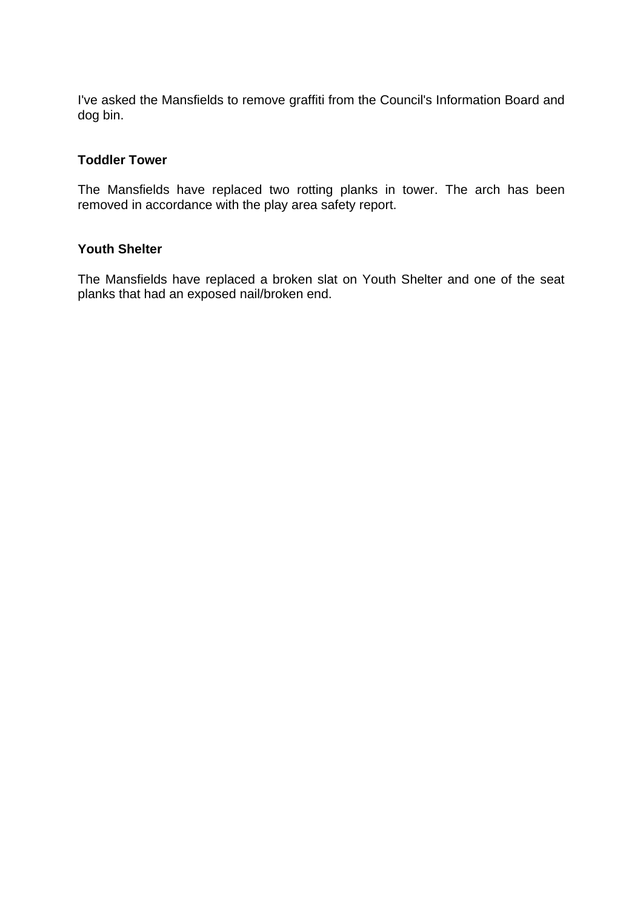I've asked the Mansfields to remove graffiti from the Council's Information Board and dog bin.

**Toddler Tower**

The Mansfields have replaced two rotting planks in tower. The arch has been removed in accordance with the play area safety report.

**Youth Shelter**

The Mansfields have replaced a broken slat on Youth Shelter and one of the seat planks that had an exposed nail/broken end.